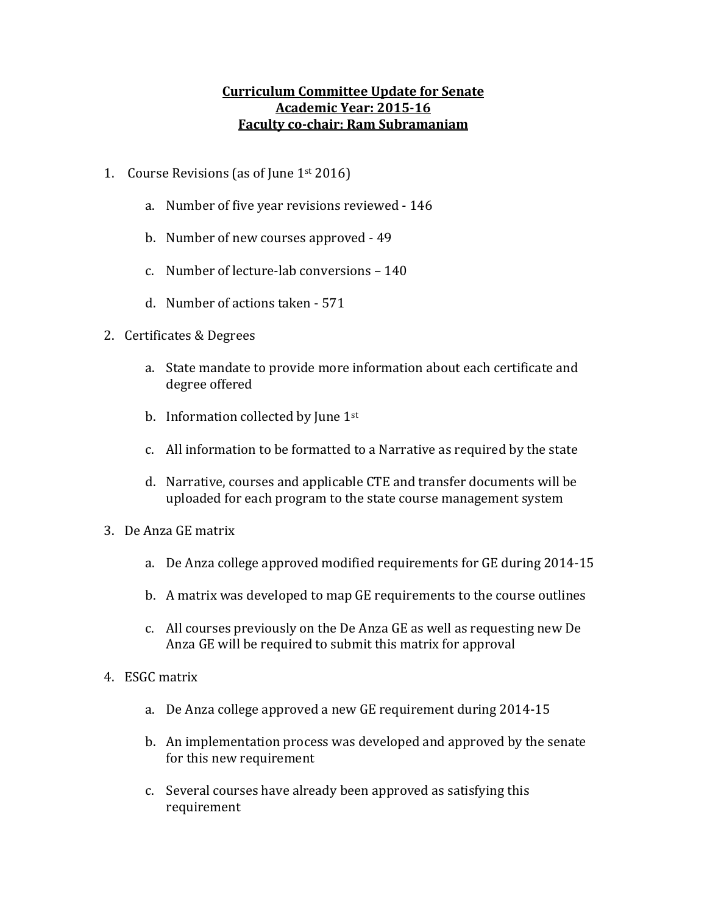**Curriculum Committee Update for Senate**
**Academic Year: 2015-16**
**Faculty co-chair: Ram Subramaniam**

1. Course Revisions (as of June 1st 2016)

    a. Number of five year revisions reviewed - 146

    b. Number of new courses approved - 49

    c. Number of lecture-lab conversions – 140

    d. Number of actions taken - 571

2. Certificates & Degrees

    a. State mandate to provide more information about each certificate and degree offered

    b. Information collected by June 1st

    c. All information to be formatted to a Narrative as required by the state

    d. Narrative, courses and applicable CTE and transfer documents will be uploaded for each program to the state course management system

3. De Anza GE matrix

    a. De Anza college approved modified requirements for GE during 2014-15

    b. A matrix was developed to map GE requirements to the course outlines

    c. All courses previously on the De Anza GE as well as requesting new De Anza GE will be required to submit this matrix for approval

4. ESGC matrix

    a. De Anza college approved a new GE requirement during 2014-15

    b. An implementation process was developed and approved by the senate for this new requirement

    c. Several courses have already been approved as satisfying this requirement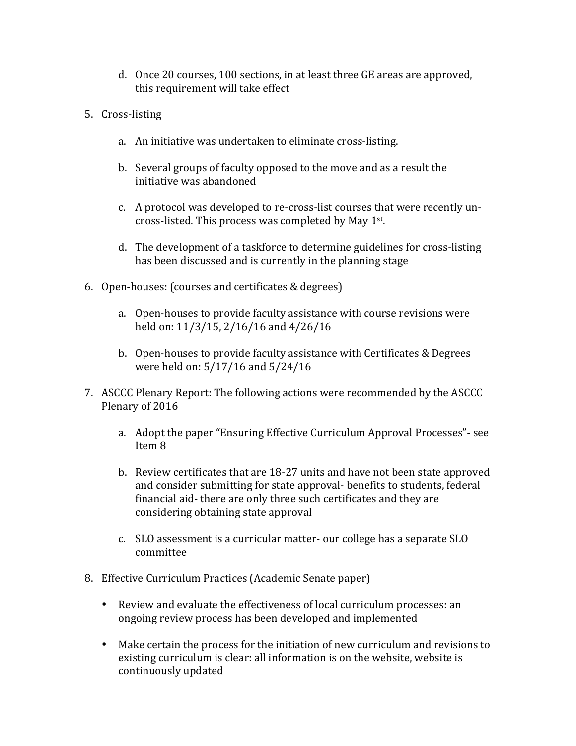d. Once 20 courses, 100 sections, in at least three GE areas are approved, this requirement will take effect

5. Cross-listing

   a. An initiative was undertaken to eliminate cross-listing.

   b. Several groups of faculty opposed to the move and as a result the initiative was abandoned

   c. A protocol was developed to re-cross-list courses that were recently un-cross-listed. This process was completed by May 1st.

   d. The development of a taskforce to determine guidelines for cross-listing has been discussed and is currently in the planning stage

6. Open-houses: (courses and certificates & degrees)

   a. Open-houses to provide faculty assistance with course revisions were held on: 11/3/15, 2/16/16 and 4/26/16

   b. Open-houses to provide faculty assistance with Certificates & Degrees were held on: 5/17/16 and 5/24/16

7. ASCCC Plenary Report: The following actions were recommended by the ASCCC Plenary of 2016

   a. Adopt the paper "Ensuring Effective Curriculum Approval Processes"- see Item 8

   b. Review certificates that are 18-27 units and have not been state approved and consider submitting for state approval- benefits to students, federal financial aid- there are only three such certificates and they are considering obtaining state approval

   c. SLO assessment is a curricular matter- our college has a separate SLO committee

8. Effective Curriculum Practices (Academic Senate paper)

   - Review and evaluate the effectiveness of local curriculum processes: an ongoing review process has been developed and implemented

   - Make certain the process for the initiation of new curriculum and revisions to existing curriculum is clear: all information is on the website, website is continuously updated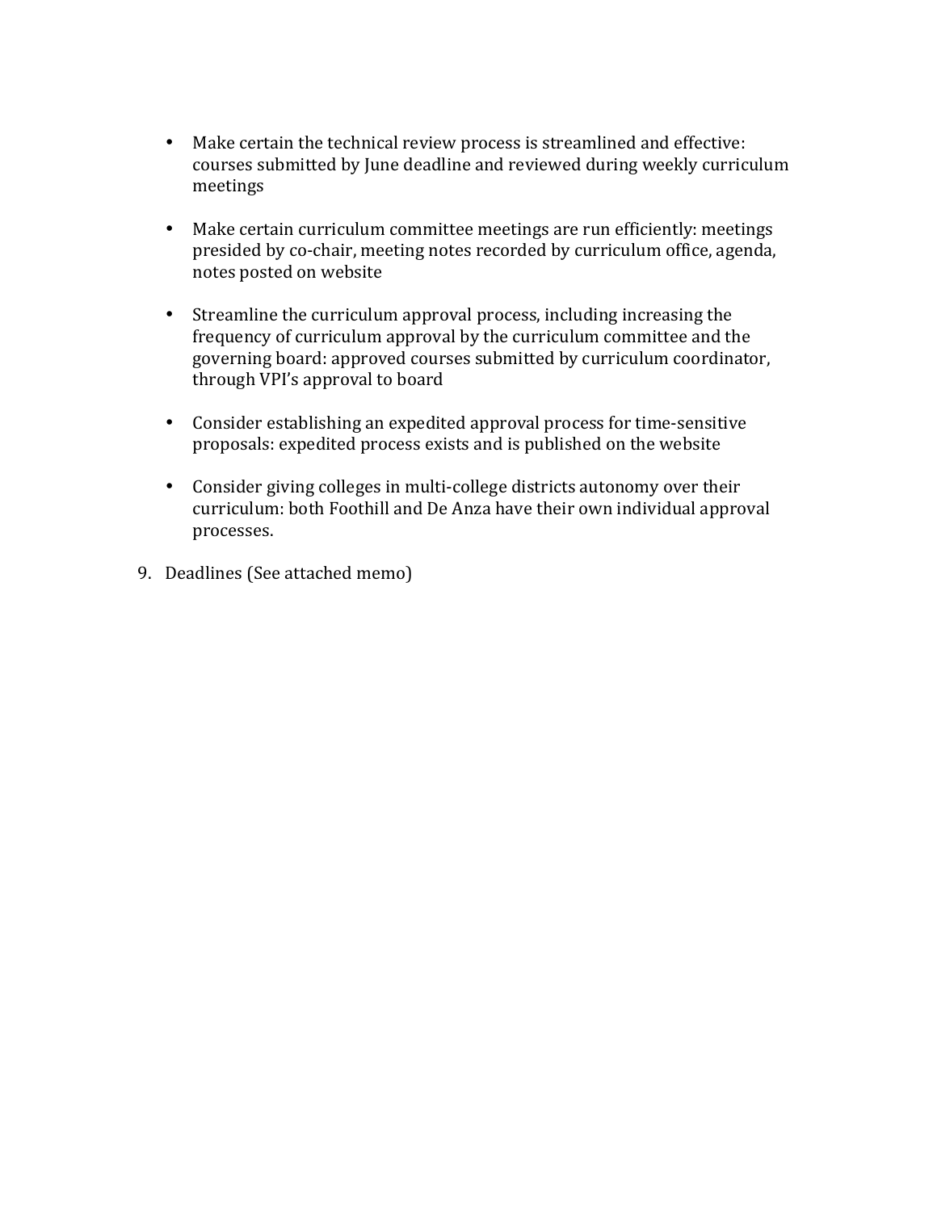- Make certain the technical review process is streamlined and effective: courses submitted by June deadline and reviewed during weekly curriculum meetings

- Make certain curriculum committee meetings are run efficiently: meetings presided by co-chair, meeting notes recorded by curriculum office, agenda, notes posted on website

- Streamline the curriculum approval process, including increasing the frequency of curriculum approval by the curriculum committee and the governing board: approved courses submitted by curriculum coordinator, through VPI's approval to board

- Consider establishing an expedited approval process for time-sensitive proposals: expedited process exists and is published on the website

- Consider giving colleges in multi-college districts autonomy over their curriculum: both Foothill and De Anza have their own individual approval processes.

9. Deadlines (See attached memo)